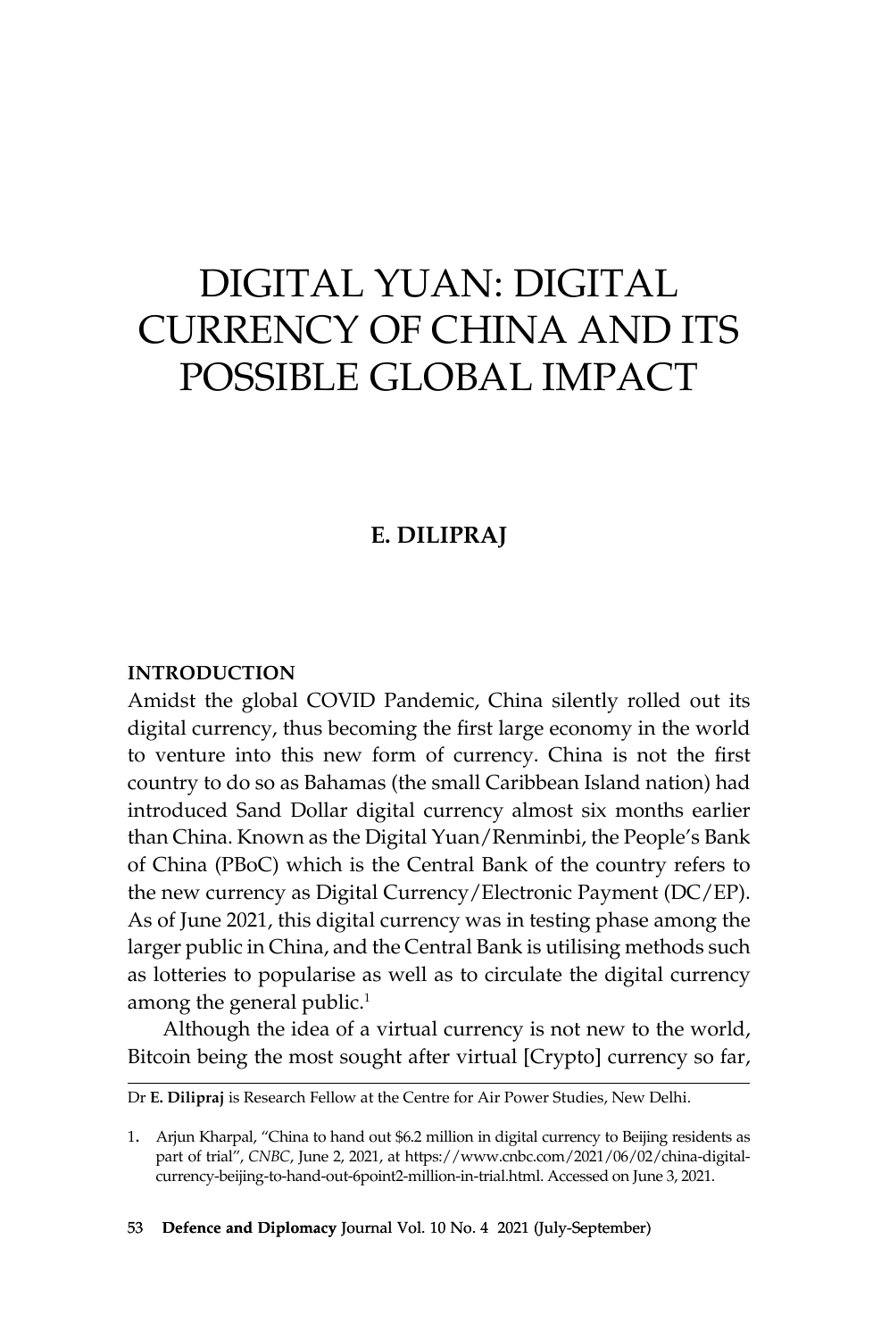# DIGITAL YUAN: DIGITAL CURRENCY OF CHINA AND ITS POSSIBLE GLOBAL IMPACT

**E. DILIPRAJ**

## INTRODUCTION

Amidst the global COVID Pandemic, China silently rolled out its digital currency, thus becoming the first large economy in the world to venture into this new form of currency. China is not the first country to do so as Bahamas (the small Caribbean Island nation) had introduced Sand Dollar digital currency almost six months earlier than China. Known as the Digital Yuan/Renminbi, the People's Bank of China (PBoC) which is the Central Bank of the country refers to the new currency as Digital Currency/Electronic Payment (DC/EP). As of June 2021, this digital currency was in testing phase among the larger public in China, and the Central Bank is utilising methods such as lotteries to popularise as well as to circulate the digital currency among the general public.[1]

Although the idea of a virtual currency is not new to the world, Bitcoin being the most sought after virtual [Crypto] currency so far,

---

Dr **E. Dilipraj** is Research Fellow at the Centre for Air Power Studies, New Delhi.

1. Arjun Kharpal, "China to hand out $6.2 million in digital currency to Beijing residents as part of trial", *CNBC*, June 2, 2021, at https://www.cnbc.com/2021/06/02/china-digital-currency-beijing-to-hand-out-6point2-million-in-trial.html. Accessed on June 3, 2021.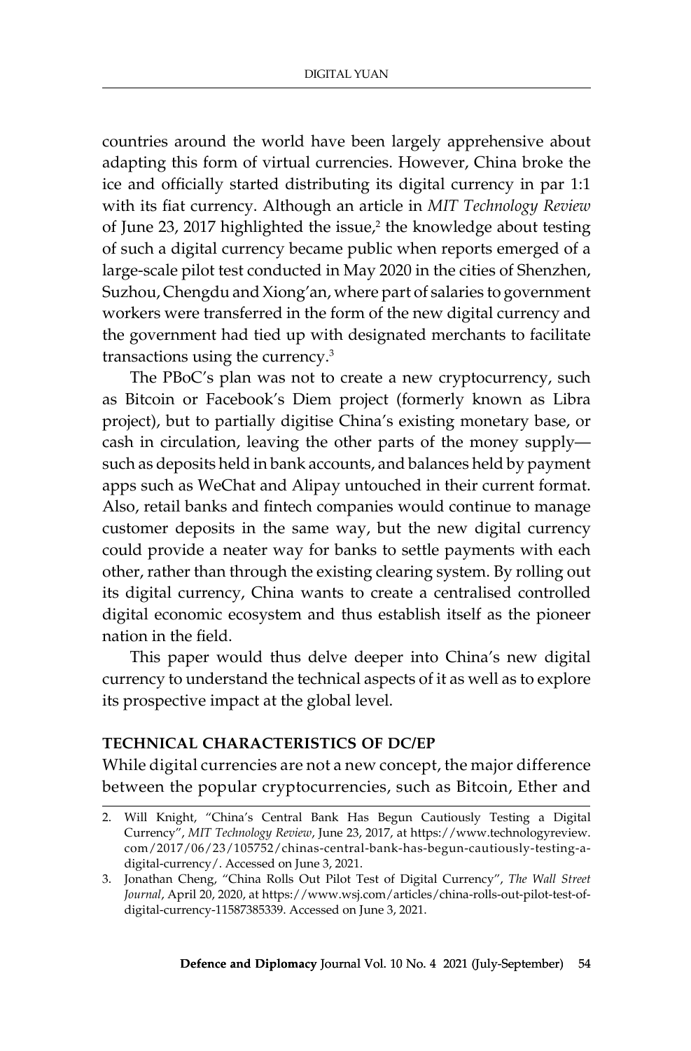countries around the world have been largely apprehensive about adapting this form of virtual currencies. However, China broke the ice and officially started distributing its digital currency in par 1:1 with its fiat currency. Although an article in *MIT Technology Review* of June 23, 2017 highlighted the issue,[2] the knowledge about testing of such a digital currency became public when reports emerged of a large-scale pilot test conducted in May 2020 in the cities of Shenzhen, Suzhou, Chengdu and Xiong'an, where part of salaries to government workers were transferred in the form of the new digital currency and the government had tied up with designated merchants to facilitate transactions using the currency.[3]

The PBoC's plan was not to create a new cryptocurrency, such as Bitcoin or Facebook's Diem project (formerly known as Libra project), but to partially digitise China's existing monetary base, or cash in circulation, leaving the other parts of the money supply—such as deposits held in bank accounts, and balances held by payment apps such as WeChat and Alipay untouched in their current format. Also, retail banks and fintech companies would continue to manage customer deposits in the same way, but the new digital currency could provide a neater way for banks to settle payments with each other, rather than through the existing clearing system. By rolling out its digital currency, China wants to create a centralised controlled digital economic ecosystem and thus establish itself as the pioneer nation in the field.

This paper would thus delve deeper into China's new digital currency to understand the technical aspects of it as well as to explore its prospective impact at the global level.

## TECHNICAL CHARACTERISTICS OF DC/EP

While digital currencies are not a new concept, the major difference between the popular cryptocurrencies, such as Bitcoin, Ether and

---

2. Will Knight, "China's Central Bank Has Begun Cautiously Testing a Digital Currency", *MIT Technology Review*, June 23, 2017, at https://www.technologyreview.com/2017/06/23/105752/chinas-central-bank-has-begun-cautiously-testing-a-digital-currency/. Accessed on June 3, 2021.
3. Jonathan Cheng, "China Rolls Out Pilot Test of Digital Currency", *The Wall Street Journal*, April 20, 2020, at https://www.wsj.com/articles/china-rolls-out-pilot-test-of-digital-currency-11587385339. Accessed on June 3, 2021.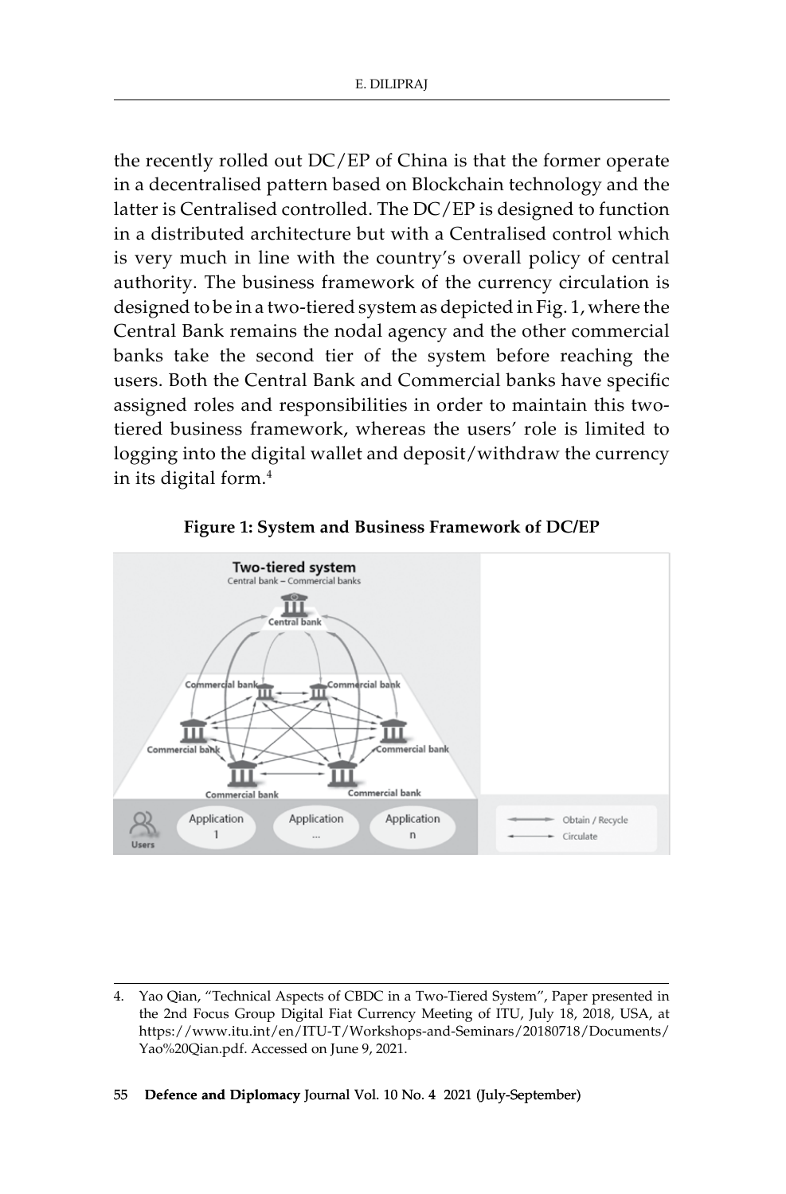the recently rolled out DC/EP of China is that the former operate in a decentralised pattern based on Blockchain technology and the latter is Centralised controlled. The DC/EP is designed to function in a distributed architecture but with a Centralised control which is very much in line with the country's overall policy of central authority. The business framework of the currency circulation is designed to be in a two-tiered system as depicted in Fig. 1, where the Central Bank remains the nodal agency and the other commercial banks take the second tier of the system before reaching the users. Both the Central Bank and Commercial banks have specific assigned roles and responsibilities in order to maintain this two-tiered business framework, whereas the users' role is limited to logging into the digital wallet and deposit/withdraw the currency in its digital form.[4]

**Figure 1: System and Business Framework of DC/EP**

4. Yao Qian, "Technical Aspects of CBDC in a Two-Tiered System", Paper presented in the 2nd Focus Group Digital Fiat Currency Meeting of ITU, July 18, 2018, USA, at https://www.itu.int/en/ITU-T/Workshops-and-Seminars/20180718/Documents/Yao%20Qian.pdf. Accessed on June 9, 2021.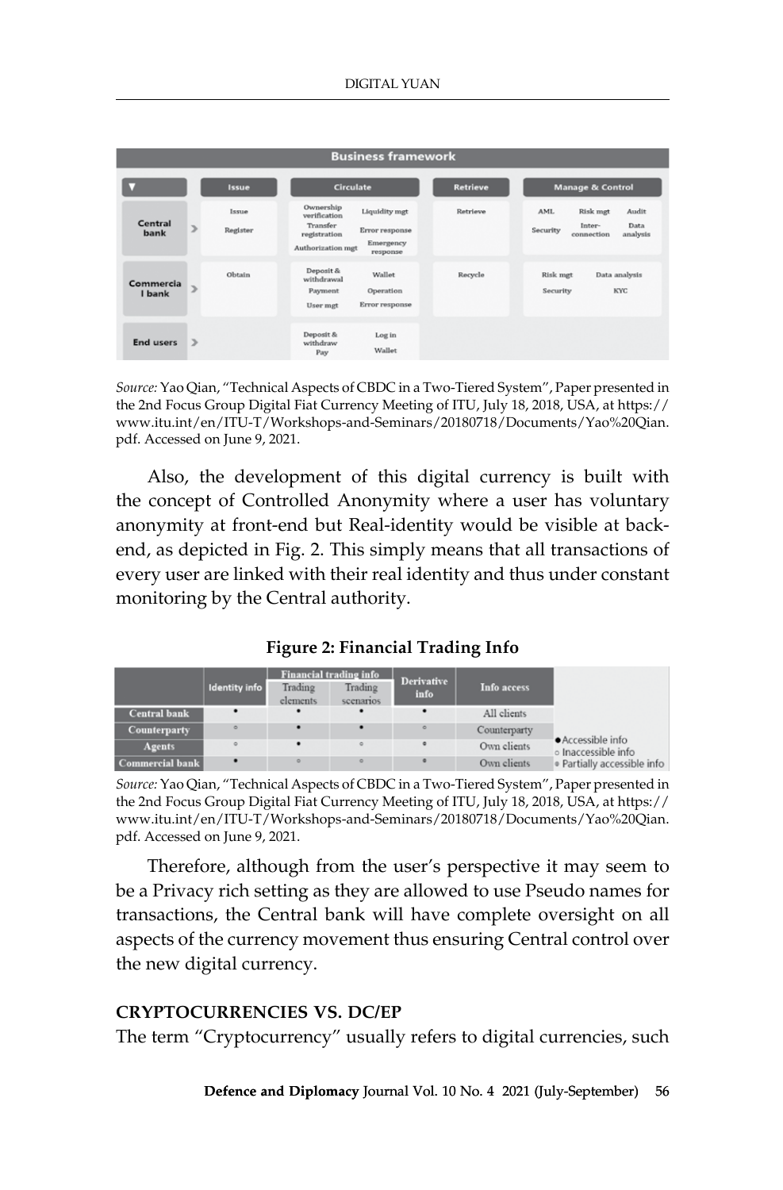**Business framework**

| | Issue | Circulate | | Retrieve | Manage & Control | | |
|---|---|---|---|---|---|---|---|
| Central bank | Issue | Ownership verification | Liquidity mgt | Retrieve | AML | Risk mgt | Audit |
| | Register | Transfer registration | Error response | | Security | Inter-connection | Data analysis |
| | | Authorization mgt | Emergency response | | | | |
| Commercial bank | Obtain | Deposit & withdrawal | Wallet | Recycle | Risk mgt | Data analysis | |
| | | Payment | Operation | | Security | KYC | |
| | | User mgt | Error response | | | | |
| End users | | Deposit & withdraw | Log in | | | | |
| | | Pay | Wallet | | | | |

*Source:* Yao Qian, "Technical Aspects of CBDC in a Two-Tiered System", Paper presented in the 2nd Focus Group Digital Fiat Currency Meeting of ITU, July 18, 2018, USA, at https://www.itu.int/en/ITU-T/Workshops-and-Seminars/20180718/Documents/Yao%20Qian.pdf. Accessed on June 9, 2021.

Also, the development of this digital currency is built with the concept of Controlled Anonymity where a user has voluntary anonymity at front-end but Real-identity would be visible at back-end, as depicted in Fig. 2. This simply means that all transactions of every user are linked with their real identity and thus under constant monitoring by the Central authority.

**Figure 2: Financial Trading Info**

| | Identity info | Financial trading info | | Derivative info | Info access |
|---|---|---|---|---|---|
| | | Trading elements | Trading scenarios | | |
| Central bank | • | • | • | • | All clients |
| Counterparty | ◦ | • | • | ◦ | Counterparty |
| Agents | ◦ | • | ◦ | ◉ | Own clients |
| Commercial bank | • | ◦ | ◦ | ◉ | Own clients |

• Accessible info
◦ Inaccessible info
◉ Partially accessible info

*Source:* Yao Qian, "Technical Aspects of CBDC in a Two-Tiered System", Paper presented in the 2nd Focus Group Digital Fiat Currency Meeting of ITU, July 18, 2018, USA, at https://www.itu.int/en/ITU-T/Workshops-and-Seminars/20180718/Documents/Yao%20Qian.pdf. Accessed on June 9, 2021.

Therefore, although from the user's perspective it may seem to be a Privacy rich setting as they are allowed to use Pseudo names for transactions, the Central bank will have complete oversight on all aspects of the currency movement thus ensuring Central control over the new digital currency.

## CRYPTOCURRENCIES VS. DC/EP

The term "Cryptocurrency" usually refers to digital currencies, such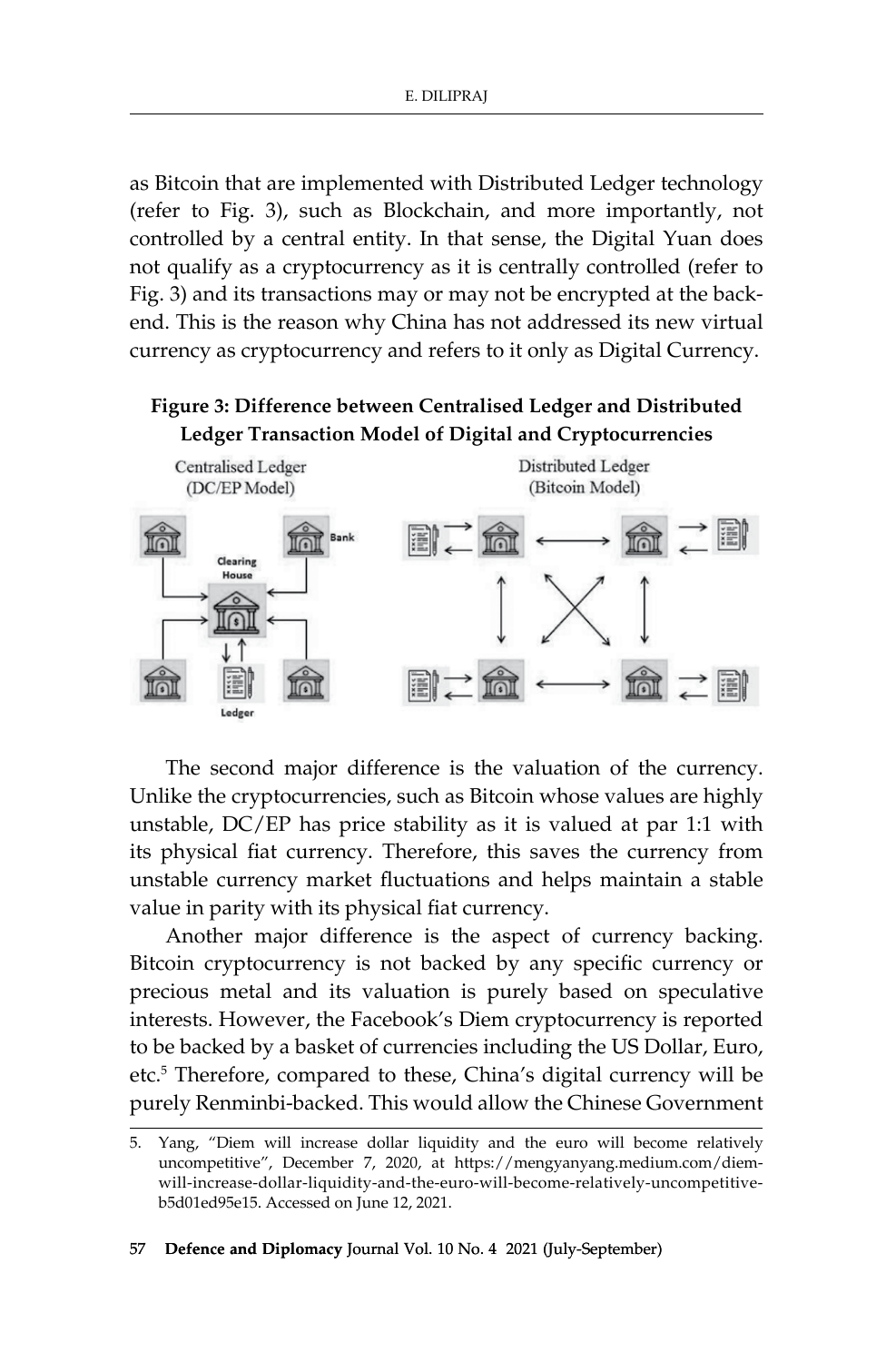as Bitcoin that are implemented with Distributed Ledger technology (refer to Fig. 3), such as Blockchain, and more importantly, not controlled by a central entity. In that sense, the Digital Yuan does not qualify as a cryptocurrency as it is centrally controlled (refer to Fig. 3) and its transactions may or may not be encrypted at the back-end. This is the reason why China has not addressed its new virtual currency as cryptocurrency and refers to it only as Digital Currency.

**Figure 3: Difference between Centralised Ledger and Distributed Ledger Transaction Model of Digital and Cryptocurrencies**

The second major difference is the valuation of the currency. Unlike the cryptocurrencies, such as Bitcoin whose values are highly unstable, DC/EP has price stability as it is valued at par 1:1 with its physical fiat currency. Therefore, this saves the currency from unstable currency market fluctuations and helps maintain a stable value in parity with its physical fiat currency.

Another major difference is the aspect of currency backing. Bitcoin cryptocurrency is not backed by any specific currency or precious metal and its valuation is purely based on speculative interests. However, the Facebook's Diem cryptocurrency is reported to be backed by a basket of currencies including the US Dollar, Euro, etc.[5] Therefore, compared to these, China's digital currency will be purely Renminbi-backed. This would allow the Chinese Government

5. Yang, "Diem will increase dollar liquidity and the euro will become relatively uncompetitive", December 7, 2020, at https://mengyanyang.medium.com/diem-will-increase-dollar-liquidity-and-the-euro-will-become-relatively-uncompetitive-b5d01ed95e15. Accessed on June 12, 2021.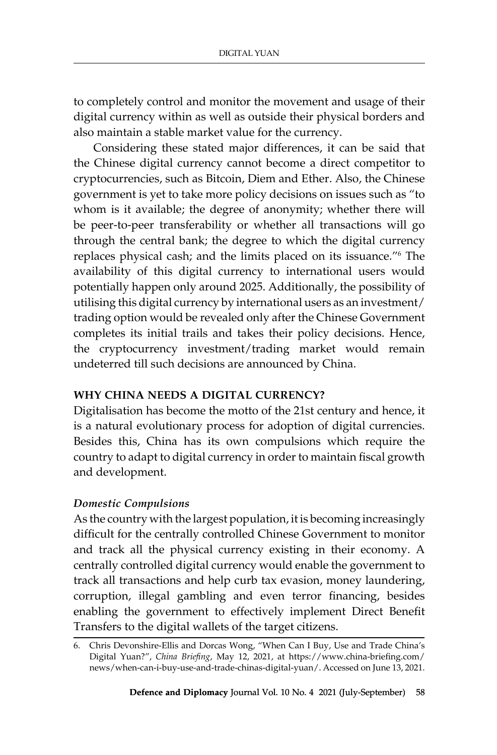to completely control and monitor the movement and usage of their digital currency within as well as outside their physical borders and also maintain a stable market value for the currency.

Considering these stated major differences, it can be said that the Chinese digital currency cannot become a direct competitor to cryptocurrencies, such as Bitcoin, Diem and Ether. Also, the Chinese government is yet to take more policy decisions on issues such as "to whom is it available; the degree of anonymity; whether there will be peer-to-peer transferability or whether all transactions will go through the central bank; the degree to which the digital currency replaces physical cash; and the limits placed on its issuance."[6] The availability of this digital currency to international users would potentially happen only around 2025. Additionally, the possibility of utilising this digital currency by international users as an investment/trading option would be revealed only after the Chinese Government completes its initial trails and takes their policy decisions. Hence, the cryptocurrency investment/trading market would remain undeterred till such decisions are announced by China.

## WHY CHINA NEEDS A DIGITAL CURRENCY?

Digitalisation has become the motto of the 21st century and hence, it is a natural evolutionary process for adoption of digital currencies. Besides this, China has its own compulsions which require the country to adapt to digital currency in order to maintain fiscal growth and development.

### *Domestic Compulsions*

As the country with the largest population, it is becoming increasingly difficult for the centrally controlled Chinese Government to monitor and track all the physical currency existing in their economy. A centrally controlled digital currency would enable the government to track all transactions and help curb tax evasion, money laundering, corruption, illegal gambling and even terror financing, besides enabling the government to effectively implement Direct Benefit Transfers to the digital wallets of the target citizens.

---

6. Chris Devonshire-Ellis and Dorcas Wong, "When Can I Buy, Use and Trade China's Digital Yuan?", *China Briefing*, May 12, 2021, at https://www.china-briefing.com/news/when-can-i-buy-use-and-trade-chinas-digital-yuan/. Accessed on June 13, 2021.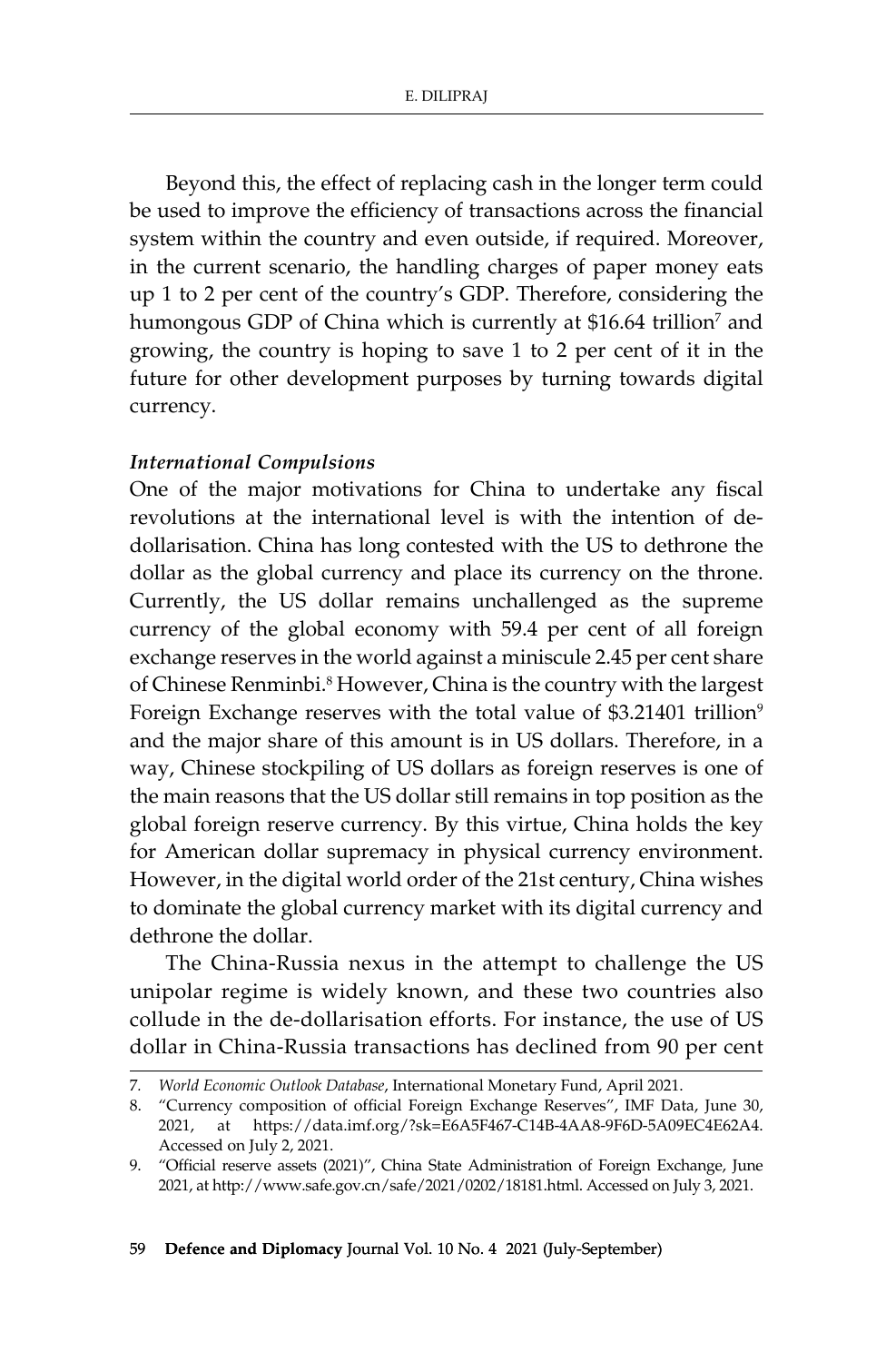Beyond this, the effect of replacing cash in the longer term could be used to improve the efficiency of transactions across the financial system within the country and even outside, if required. Moreover, in the current scenario, the handling charges of paper money eats up 1 to 2 per cent of the country's GDP. Therefore, considering the humongous GDP of China which is currently at \$16.64 trillion[7] and growing, the country is hoping to save 1 to 2 per cent of it in the future for other development purposes by turning towards digital currency.

***International Compulsions***

One of the major motivations for China to undertake any fiscal revolutions at the international level is with the intention of de-dollarisation. China has long contested with the US to dethrone the dollar as the global currency and place its currency on the throne. Currently, the US dollar remains unchallenged as the supreme currency of the global economy with 59.4 per cent of all foreign exchange reserves in the world against a miniscule 2.45 per cent share of Chinese Renminbi.[8] However, China is the country with the largest Foreign Exchange reserves with the total value of \$3.21401 trillion[9] and the major share of this amount is in US dollars. Therefore, in a way, Chinese stockpiling of US dollars as foreign reserves is one of the main reasons that the US dollar still remains in top position as the global foreign reserve currency. By this virtue, China holds the key for American dollar supremacy in physical currency environment. However, in the digital world order of the 21st century, China wishes to dominate the global currency market with its digital currency and dethrone the dollar.

The China-Russia nexus in the attempt to challenge the US unipolar regime is widely known, and these two countries also collude in the de-dollarisation efforts. For instance, the use of US dollar in China-Russia transactions has declined from 90 per cent

---

7. *World Economic Outlook Database*, International Monetary Fund, April 2021.
8. "Currency composition of official Foreign Exchange Reserves", IMF Data, June 30, 2021, at https://data.imf.org/?sk=E6A5F467-C14B-4AA8-9F6D-5A09EC4E62A4. Accessed on July 2, 2021.
9. "Official reserve assets (2021)", China State Administration of Foreign Exchange, June 2021, at http://www.safe.gov.cn/safe/2021/0202/18181.html. Accessed on July 3, 2021.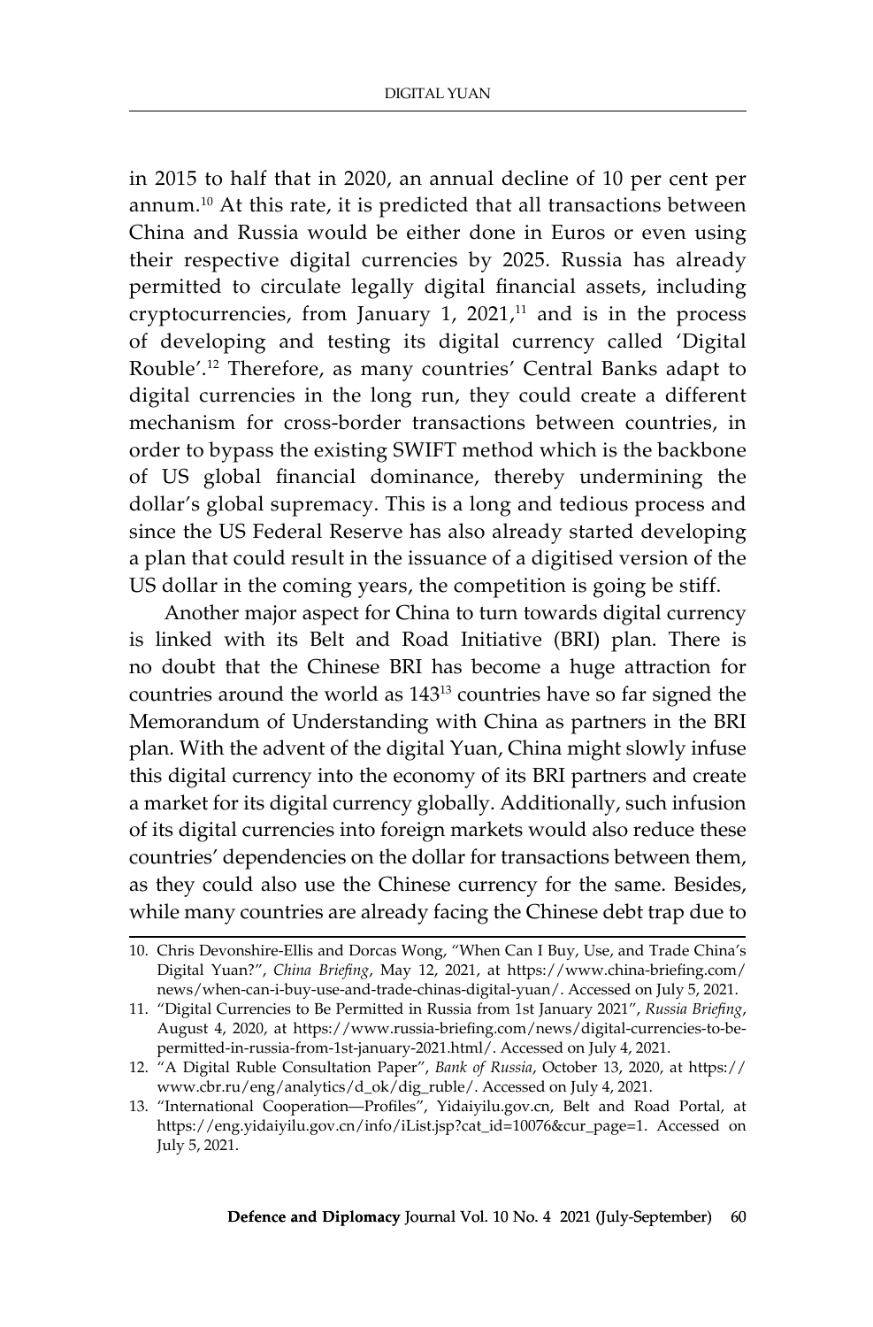in 2015 to half that in 2020, an annual decline of 10 per cent per annum.[10] At this rate, it is predicted that all transactions between China and Russia would be either done in Euros or even using their respective digital currencies by 2025. Russia has already permitted to circulate legally digital financial assets, including cryptocurrencies, from January 1, 2021,[11] and is in the process of developing and testing its digital currency called 'Digital Rouble'.[12] Therefore, as many countries' Central Banks adapt to digital currencies in the long run, they could create a different mechanism for cross-border transactions between countries, in order to bypass the existing SWIFT method which is the backbone of US global financial dominance, thereby undermining the dollar's global supremacy. This is a long and tedious process and since the US Federal Reserve has also already started developing a plan that could result in the issuance of a digitised version of the US dollar in the coming years, the competition is going be stiff.

Another major aspect for China to turn towards digital currency is linked with its Belt and Road Initiative (BRI) plan. There is no doubt that the Chinese BRI has become a huge attraction for countries around the world as 143[13] countries have so far signed the Memorandum of Understanding with China as partners in the BRI plan. With the advent of the digital Yuan, China might slowly infuse this digital currency into the economy of its BRI partners and create a market for its digital currency globally. Additionally, such infusion of its digital currencies into foreign markets would also reduce these countries' dependencies on the dollar for transactions between them, as they could also use the Chinese currency for the same. Besides, while many countries are already facing the Chinese debt trap due to

---

10. Chris Devonshire-Ellis and Dorcas Wong, "When Can I Buy, Use, and Trade China's Digital Yuan?", *China Briefing*, May 12, 2021, at https://www.china-briefing.com/news/when-can-i-buy-use-and-trade-chinas-digital-yuan/. Accessed on July 5, 2021.
11. "Digital Currencies to Be Permitted in Russia from 1st January 2021", *Russia Briefing*, August 4, 2020, at https://www.russia-briefing.com/news/digital-currencies-to-be-permitted-in-russia-from-1st-january-2021.html/. Accessed on July 4, 2021.
12. "A Digital Ruble Consultation Paper", *Bank of Russia*, October 13, 2020, at https://www.cbr.ru/eng/analytics/d_ok/dig_ruble/. Accessed on July 4, 2021.
13. "International Cooperation—Profiles", Yidaiyilu.gov.cn, Belt and Road Portal, at https://eng.yidaiyilu.gov.cn/info/iList.jsp?cat_id=10076&cur_page=1. Accessed on July 5, 2021.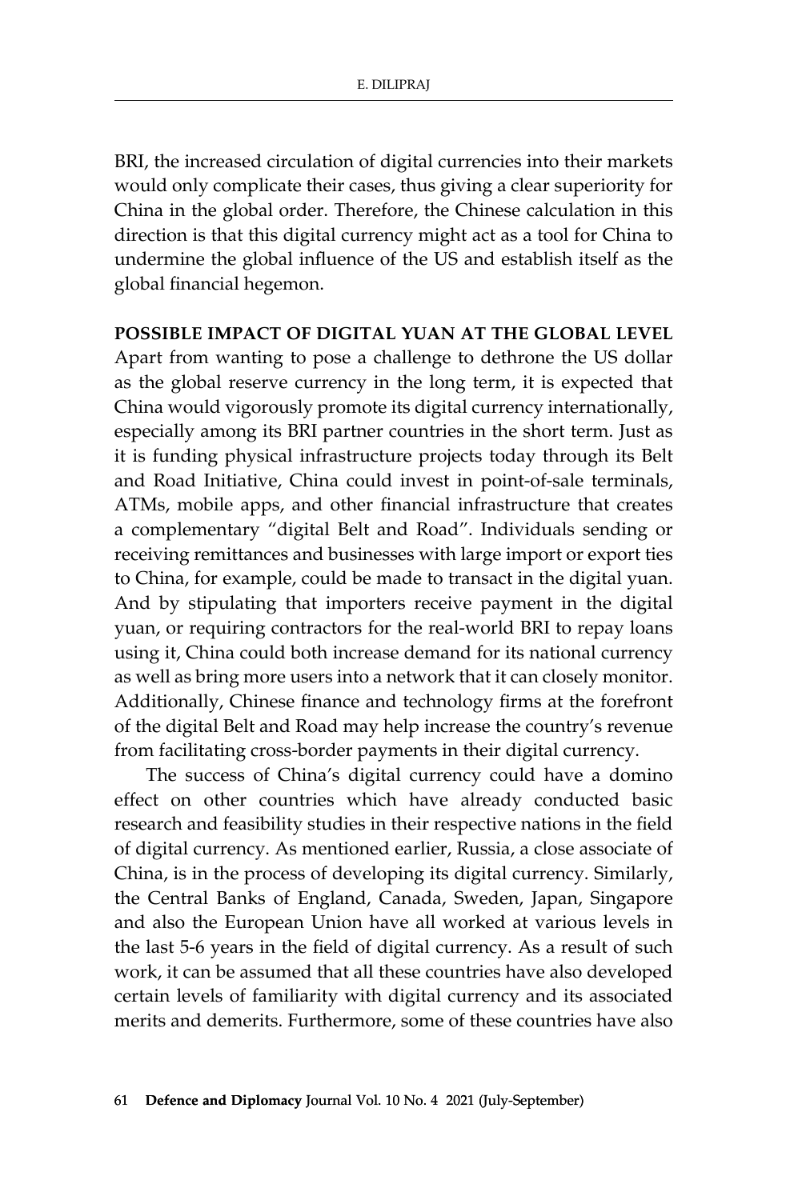BRI, the increased circulation of digital currencies into their markets would only complicate their cases, thus giving a clear superiority for China in the global order. Therefore, the Chinese calculation in this direction is that this digital currency might act as a tool for China to undermine the global influence of the US and establish itself as the global financial hegemon.

**POSSIBLE IMPACT OF DIGITAL YUAN AT THE GLOBAL LEVEL**

Apart from wanting to pose a challenge to dethrone the US dollar as the global reserve currency in the long term, it is expected that China would vigorously promote its digital currency internationally, especially among its BRI partner countries in the short term. Just as it is funding physical infrastructure projects today through its Belt and Road Initiative, China could invest in point-of-sale terminals, ATMs, mobile apps, and other financial infrastructure that creates a complementary "digital Belt and Road". Individuals sending or receiving remittances and businesses with large import or export ties to China, for example, could be made to transact in the digital yuan. And by stipulating that importers receive payment in the digital yuan, or requiring contractors for the real-world BRI to repay loans using it, China could both increase demand for its national currency as well as bring more users into a network that it can closely monitor. Additionally, Chinese finance and technology firms at the forefront of the digital Belt and Road may help increase the country's revenue from facilitating cross-border payments in their digital currency.

The success of China's digital currency could have a domino effect on other countries which have already conducted basic research and feasibility studies in their respective nations in the field of digital currency. As mentioned earlier, Russia, a close associate of China, is in the process of developing its digital currency. Similarly, the Central Banks of England, Canada, Sweden, Japan, Singapore and also the European Union have all worked at various levels in the last 5-6 years in the field of digital currency. As a result of such work, it can be assumed that all these countries have also developed certain levels of familiarity with digital currency and its associated merits and demerits. Furthermore, some of these countries have also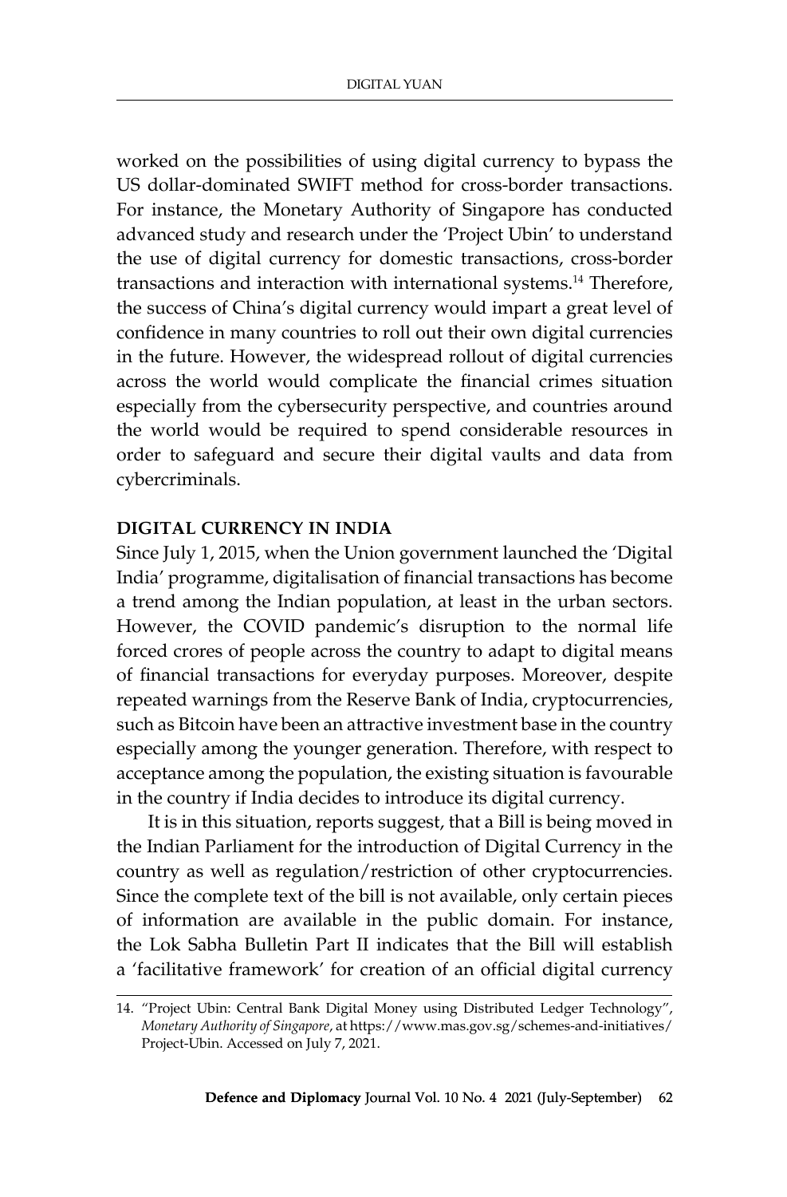worked on the possibilities of using digital currency to bypass the US dollar-dominated SWIFT method for cross-border transactions. For instance, the Monetary Authority of Singapore has conducted advanced study and research under the 'Project Ubin' to understand the use of digital currency for domestic transactions, cross-border transactions and interaction with international systems.[14] Therefore, the success of China's digital currency would impart a great level of confidence in many countries to roll out their own digital currencies in the future. However, the widespread rollout of digital currencies across the world would complicate the financial crimes situation especially from the cybersecurity perspective, and countries around the world would be required to spend considerable resources in order to safeguard and secure their digital vaults and data from cybercriminals.

## DIGITAL CURRENCY IN INDIA

Since July 1, 2015, when the Union government launched the 'Digital India' programme, digitalisation of financial transactions has become a trend among the Indian population, at least in the urban sectors. However, the COVID pandemic's disruption to the normal life forced crores of people across the country to adapt to digital means of financial transactions for everyday purposes. Moreover, despite repeated warnings from the Reserve Bank of India, cryptocurrencies, such as Bitcoin have been an attractive investment base in the country especially among the younger generation. Therefore, with respect to acceptance among the population, the existing situation is favourable in the country if India decides to introduce its digital currency.

It is in this situation, reports suggest, that a Bill is being moved in the Indian Parliament for the introduction of Digital Currency in the country as well as regulation/restriction of other cryptocurrencies. Since the complete text of the bill is not available, only certain pieces of information are available in the public domain. For instance, the Lok Sabha Bulletin Part II indicates that the Bill will establish a 'facilitative framework' for creation of an official digital currency

---

14. "Project Ubin: Central Bank Digital Money using Distributed Ledger Technology", *Monetary Authority of Singapore*, at https://www.mas.gov.sg/schemes-and-initiatives/Project-Ubin. Accessed on July 7, 2021.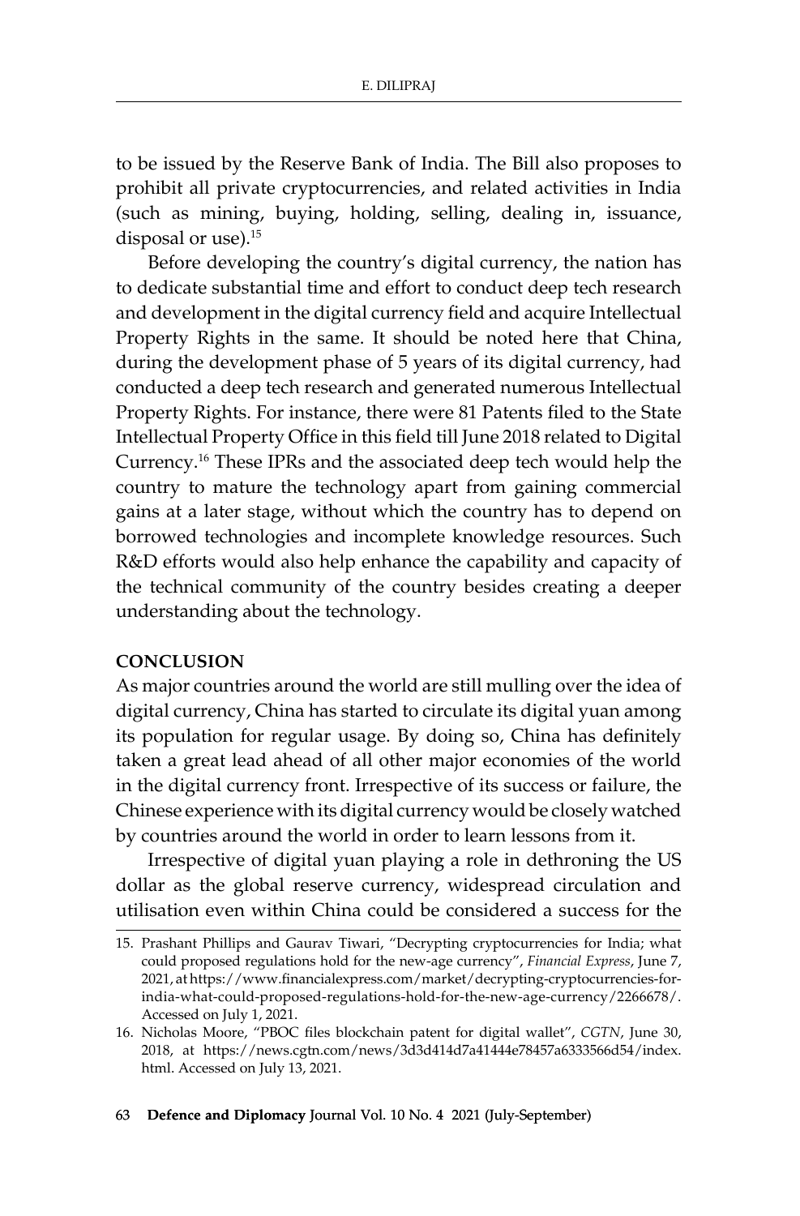to be issued by the Reserve Bank of India. The Bill also proposes to prohibit all private cryptocurrencies, and related activities in India (such as mining, buying, holding, selling, dealing in, issuance, disposal or use).[15]

Before developing the country's digital currency, the nation has to dedicate substantial time and effort to conduct deep tech research and development in the digital currency field and acquire Intellectual Property Rights in the same. It should be noted here that China, during the development phase of 5 years of its digital currency, had conducted a deep tech research and generated numerous Intellectual Property Rights. For instance, there were 81 Patents filed to the State Intellectual Property Office in this field till June 2018 related to Digital Currency.[16] These IPRs and the associated deep tech would help the country to mature the technology apart from gaining commercial gains at a later stage, without which the country has to depend on borrowed technologies and incomplete knowledge resources. Such R&D efforts would also help enhance the capability and capacity of the technical community of the country besides creating a deeper understanding about the technology.

## CONCLUSION

As major countries around the world are still mulling over the idea of digital currency, China has started to circulate its digital yuan among its population for regular usage. By doing so, China has definitely taken a great lead ahead of all other major economies of the world in the digital currency front. Irrespective of its success or failure, the Chinese experience with its digital currency would be closely watched by countries around the world in order to learn lessons from it.

Irrespective of digital yuan playing a role in dethroning the US dollar as the global reserve currency, widespread circulation and utilisation even within China could be considered a success for the

---

15. Prashant Phillips and Gaurav Tiwari, "Decrypting cryptocurrencies for India; what could proposed regulations hold for the new-age currency", *Financial Express*, June 7, 2021, at https://www.financialexpress.com/market/decrypting-cryptocurrencies-for-india-what-could-proposed-regulations-hold-for-the-new-age-currency/2266678/. Accessed on July 1, 2021.
16. Nicholas Moore, "PBOC files blockchain patent for digital wallet", *CGTN*, June 30, 2018, at https://news.cgtn.com/news/3d3d414d7a41444e78457a6333566d54/index.html. Accessed on July 13, 2021.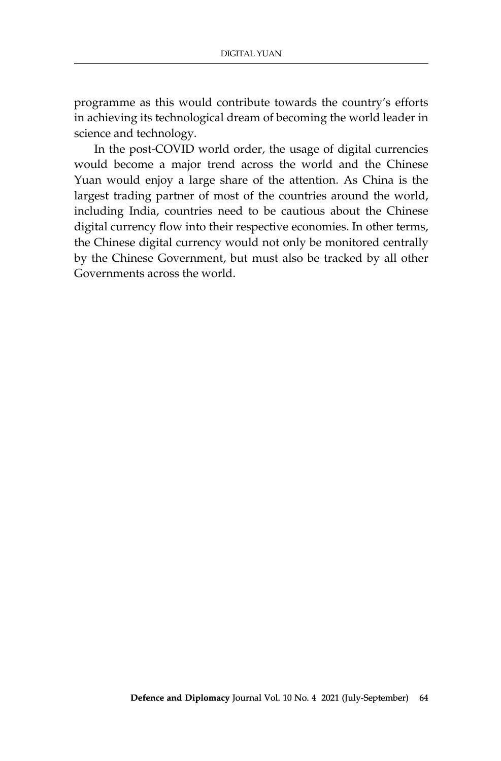programme as this would contribute towards the country's efforts in achieving its technological dream of becoming the world leader in science and technology.

In the post-COVID world order, the usage of digital currencies would become a major trend across the world and the Chinese Yuan would enjoy a large share of the attention. As China is the largest trading partner of most of the countries around the world, including India, countries need to be cautious about the Chinese digital currency flow into their respective economies. In other terms, the Chinese digital currency would not only be monitored centrally by the Chinese Government, but must also be tracked by all other Governments across the world.